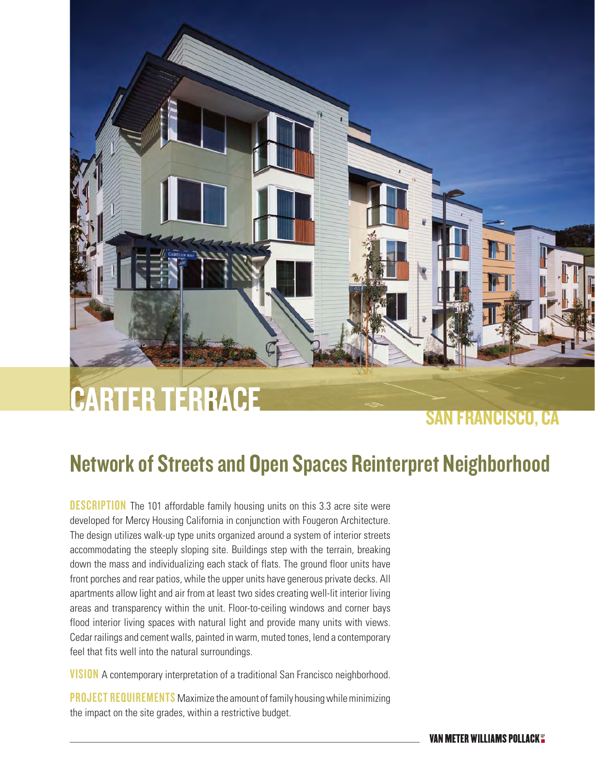# CARTER TERRACE

## SAN FRANCISCO, CA

## Network of Streets and Open Spaces Reinterpret Neighborhood

**DESCRIPTION** The 101 affordable family housing units on this 3.3 acre site were developed for Mercy Housing California in conjunction with Fougeron Architecture. The design utilizes walk-up type units organized around a system of interior streets accommodating the steeply sloping site. Buildings step with the terrain, breaking down the mass and individualizing each stack of flats. The ground floor units have front porches and rear patios, while the upper units have generous private decks. All apartments allow light and air from at least two sides creating well-lit interior living areas and transparency within the unit. Floor-to-ceiling windows and corner bays flood interior living spaces with natural light and provide many units with views. Cedar railings and cement walls, painted in warm, muted tones, lend a contemporary feel that fits well into the natural surroundings.

**VISION** A contemporary interpretation of a traditional San Francisco neighborhood.

**PROJECT REQUIREMENTS** Maximize the amount of family housing while minimizing the impact on the site grades, within a restrictive budget.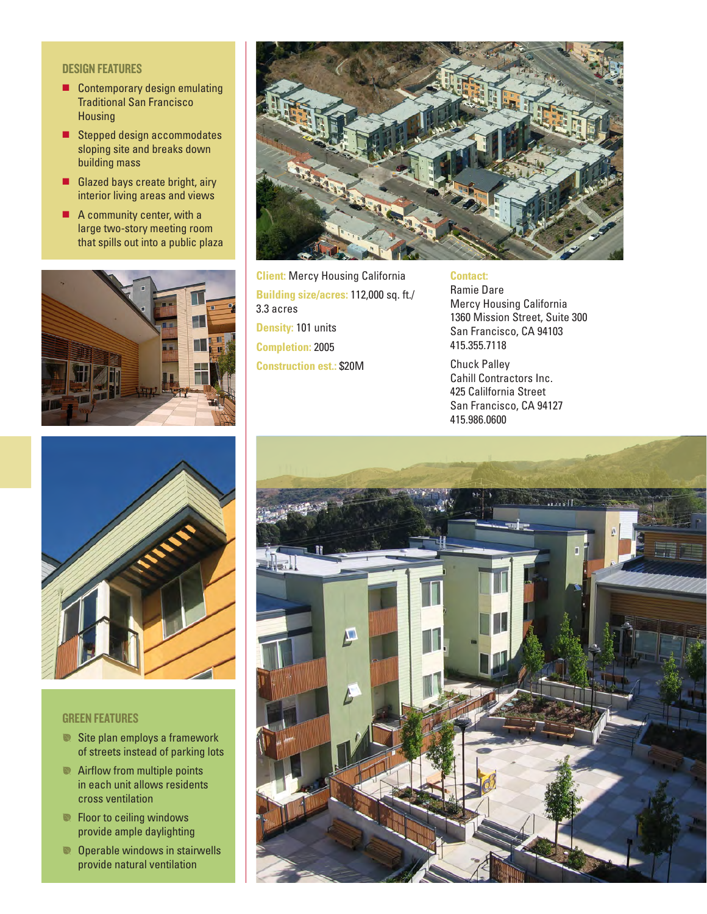## DESIGN FEATURES

- Contemporary design emulating Traditional San Francisco Housing
- Stepped design accommodates sloping site and breaks down building mass
- Glazed bays create bright, airy interior living areas and views
- A community center, with a large two-story meeting room that spills out into a public plaza

**Client:** Mercy Housing California

**Building size/acres:** 112,000 sq. ft./ 3.3 acres

**Density:** 101 units

**Completion:** 2005

**Construction est.:** $20M

**Contact:**

Ramie Dare
Mercy Housing California
1360 Mission Street, Suite 300
San Francisco, CA 94103
415.355.7118

Chuck Palley
Cahill Contractors Inc.
425 Calilfornia Street
San Francisco, CA 94127
415.986.0600

## GREEN FEATURES

- Site plan employs a framework of streets instead of parking lots
- Airflow from multiple points in each unit allows residents cross ventilation
- Floor to ceiling windows provide ample daylighting
- Operable windows in stairwells provide natural ventilation